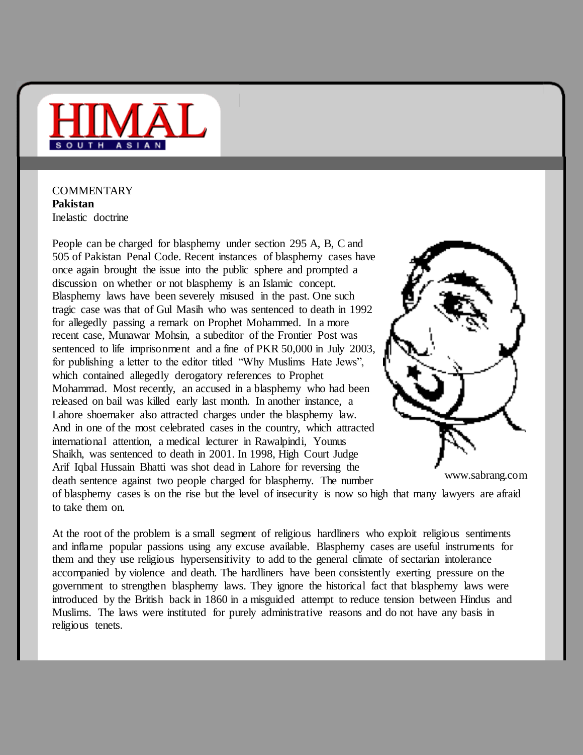COMMENTARY

**Pakistan**

Inelastic doctrine

People can be charged for blasphemy under section 295 A, B, C and 505 of Pakistan Penal Code. Recent instances of blasphemy cases have once again brought the issue into the public sphere and prompted a discussion on whether or not blasphemy is an Islamic concept. Blasphemy laws have been severely misused in the past. One such tragic case was that of Gul Masih who was sentenced to death in 1992 for allegedly passing a remark on Prophet Mohammed. In a more recent case, Munawar Mohsin, a subeditor of the Frontier Post was sentenced to life imprisonment and a fine of PKR 50,000 in July 2003, for publishing a letter to the editor titled "Why Muslims Hate Jews", which contained allegedly derogatory references to Prophet Mohammad. Most recently, an accused in a blasphemy who had been released on bail was killed early last month. In another instance, a Lahore shoemaker also attracted charges under the blasphemy law. And in one of the most celebrated cases in the country, which attracted international attention, a medical lecturer in Rawalpindi, Younus Shaikh, was sentenced to death in 2001. In 1998, High Court Judge Arif Iqbal Hussain Bhatti was shot dead in Lahore for reversing the death sentence against two people charged for blasphemy. The number of blasphemy cases is on the rise but the level of insecurity is now so high that many lawyers are afraid to take them on.

www.sabrang.com

At the root of the problem is a small segment of religious hardliners who exploit religious sentiments and inflame popular passions using any excuse available. Blasphemy cases are useful instruments for them and they use religious hypersensitivity to add to the general climate of sectarian intolerance accompanied by violence and death. The hardliners have been consistently exerting pressure on the government to strengthen blasphemy laws. They ignore the historical fact that blasphemy laws were introduced by the British back in 1860 in a misguided attempt to reduce tension between Hindus and Muslims. The laws were instituted for purely administrative reasons and do not have any basis in religious tenets.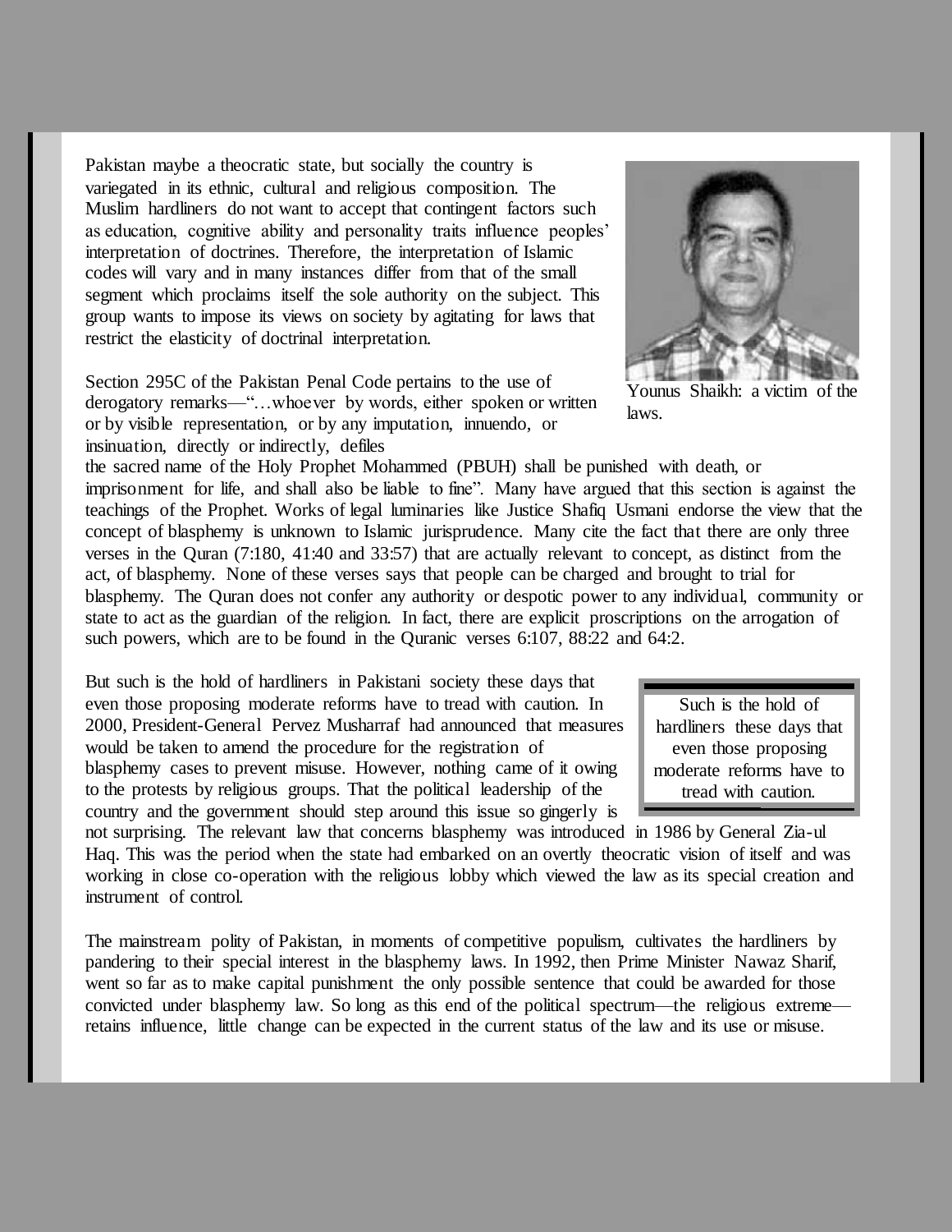Pakistan maybe a theocratic state, but socially the country is variegated in its ethnic, cultural and religious composition. The Muslim hardliners do not want to accept that contingent factors such as education, cognitive ability and personality traits influence peoples' interpretation of doctrines. Therefore, the interpretation of Islamic codes will vary and in many instances differ from that of the small segment which proclaims itself the sole authority on the subject. This group wants to impose its views on society by agitating for laws that restrict the elasticity of doctrinal interpretation.

Younus Shaikh: a victim of the laws.

Section 295C of the Pakistan Penal Code pertains to the use of derogatory remarks—"…whoever by words, either spoken or written or by visible representation, or by any imputation, innuendo, or insinuation, directly or indirectly, defiles the sacred name of the Holy Prophet Mohammed (PBUH) shall be punished with death, or imprisonment for life, and shall also be liable to fine". Many have argued that this section is against the teachings of the Prophet. Works of legal luminaries like Justice Shafiq Usmani endorse the view that the concept of blasphemy is unknown to Islamic jurisprudence. Many cite the fact that there are only three verses in the Quran (7:180, 41:40 and 33:57) that are actually relevant to concept, as distinct from the act, of blasphemy. None of these verses says that people can be charged and brought to trial for blasphemy. The Quran does not confer any authority or despotic power to any individual, community or state to act as the guardian of the religion. In fact, there are explicit proscriptions on the arrogation of such powers, which are to be found in the Quranic verses 6:107, 88:22 and 64:2.

But such is the hold of hardliners in Pakistani society these days that even those proposing moderate reforms have to tread with caution. In 2000, President-General Pervez Musharraf had announced that measures would be taken to amend the procedure for the registration of blasphemy cases to prevent misuse. However, nothing came of it owing to the protests by religious groups. That the political leadership of the country and the government should step around this issue so gingerly is not surprising. The relevant law that concerns blasphemy was introduced in 1986 by General Zia-ul Haq. This was the period when the state had embarked on an overtly theocratic vision of itself and was working in close co-operation with the religious lobby which viewed the law as its special creation and instrument of control.

> Such is the hold of hardliners these days that even those proposing moderate reforms have to tread with caution.

The mainstream polity of Pakistan, in moments of competitive populism, cultivates the hardliners by pandering to their special interest in the blasphemy laws. In 1992, then Prime Minister Nawaz Sharif, went so far as to make capital punishment the only possible sentence that could be awarded for those convicted under blasphemy law. So long as this end of the political spectrum—the religious extreme—retains influence, little change can be expected in the current status of the law and its use or misuse.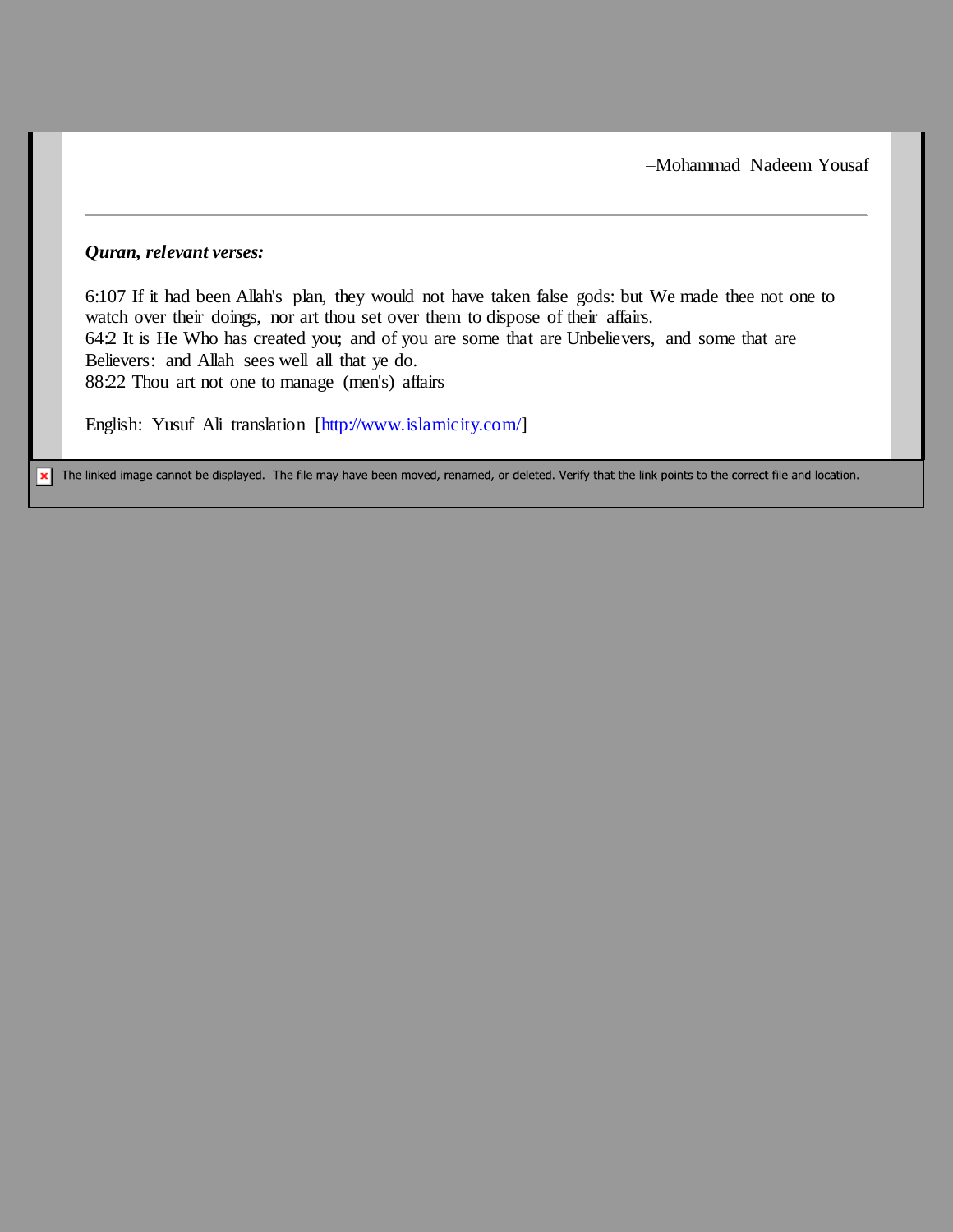–Mohammad Nadeem Yousaf

---

***Quran, relevant verses:***

6:107 If it had been Allah's plan, they would not have taken false gods: but We made thee not one to watch over their doings, nor art thou set over them to dispose of their affairs.
64:2 It is He Who has created you; and of you are some that are Unbelievers, and some that are Believers: and Allah sees well all that ye do.
88:22 Thou art not one to manage (men's) affairs

English: Yusuf Ali translation [http://www.islamicity.com/]

The linked image cannot be displayed. The file may have been moved, renamed, or deleted. Verify that the link points to the correct file and location.